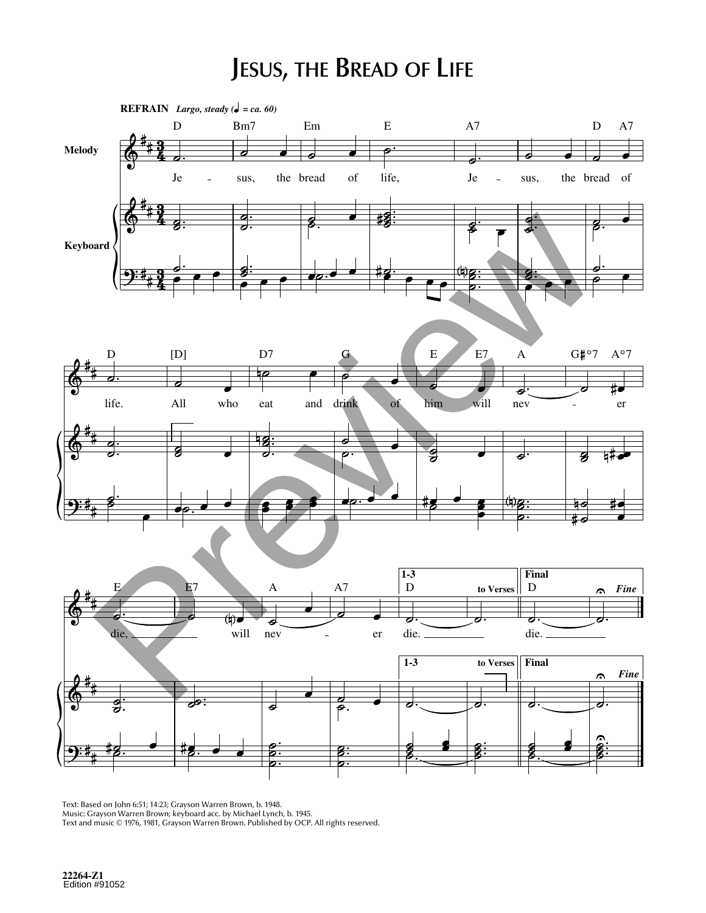# Jesus, the Bread of Life

**REFRAIN** *Largo, steady (♩ = ca. 60)*

Jesus, the bread of life, Jesus, the bread of life. All who eat and drink of him will never die, will never die.

Text: Based on John 6:51; 14:23; Grayson Warren Brown, b. 1948.
Music: Grayson Warren Brown; keyboard acc. by Michael Lynch, b. 1945.
Text and music © 1976, 1981, Grayson Warren Brown. Published by OCP. All rights reserved.

22264-Z1
Edition #91052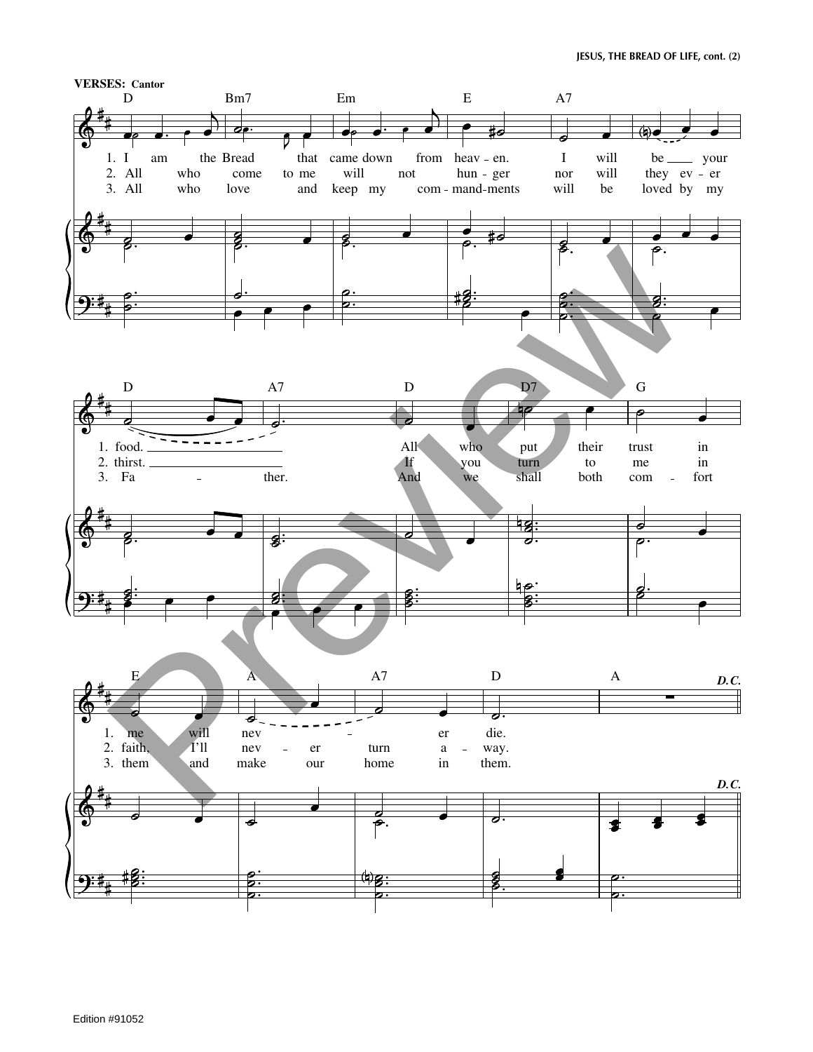**VERSES: Cantor**

D Bm7 Em E A7

1. I am the Bread that came down from heav - en. I will be ___ your
2. All who come to me will not hun - ger nor will they ev - er
3. All who love and keep my com - mand-ments will be loved by my

D A7 D D7 G

1. food. ___ All who put their trust in
2. thirst. ___ If you turn to me in
3. Fa - ther. And we shall both com - fort

E A A7 D A *D.C.*

1. me will nev - er die.
2. faith, I'll nev - er turn a - way.
3. them and make our home in them.

*D.C.*

Edition #91052